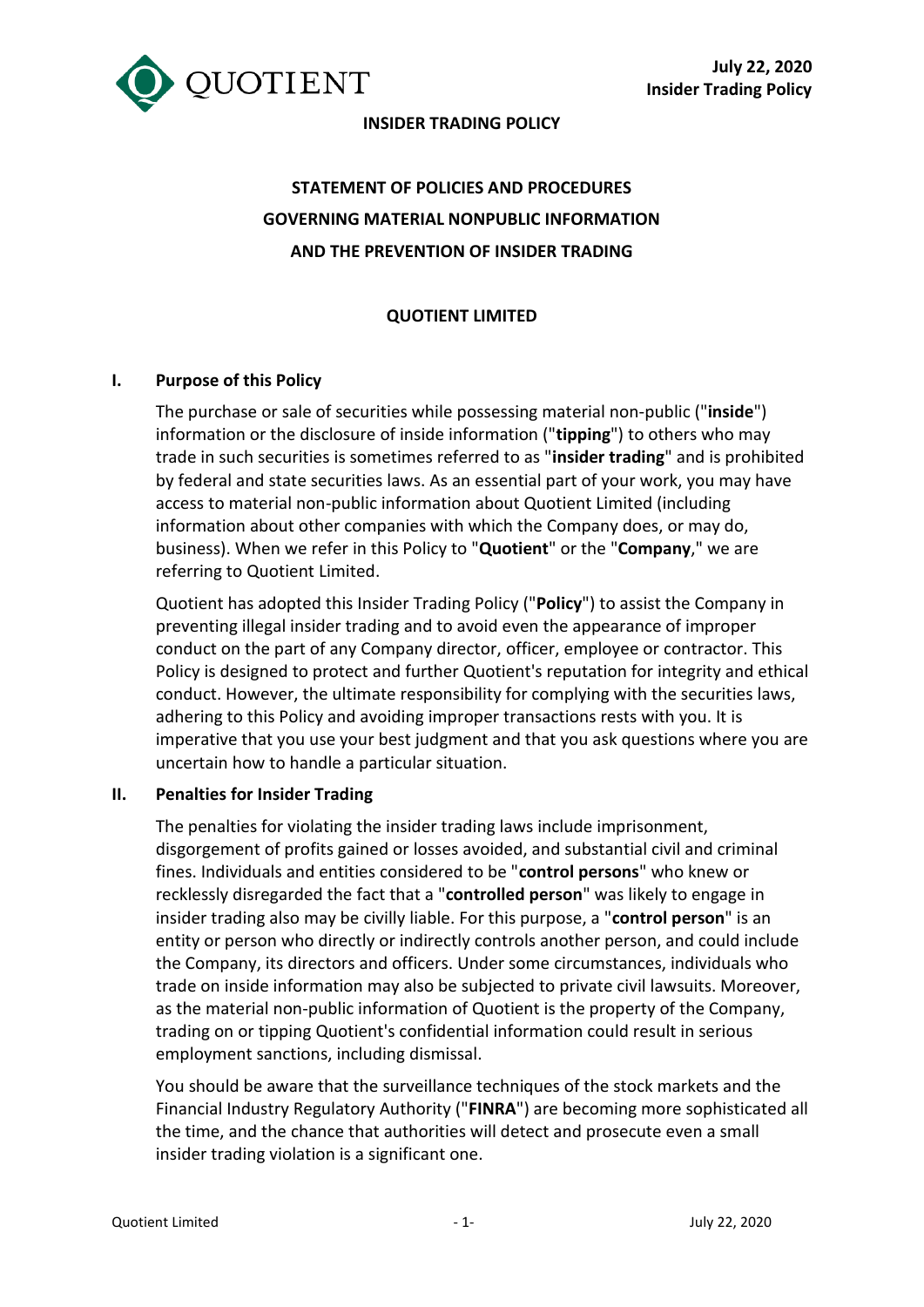# INSIDER TRADING POLICY

## STATEMENT OF POLICIES AND PROCEDURES GOVERNING MATERIAL NONPUBLIC INFORMATION AND THE PREVENTION OF INSIDER TRADING

## QUOTIENT LIMITED

### I. Purpose of this Policy

The purchase or sale of securities while possessing material non-public ("**inside**") information or the disclosure of inside information ("**tipping**") to others who may trade in such securities is sometimes referred to as "**insider trading**" and is prohibited by federal and state securities laws. As an essential part of your work, you may have access to material non-public information about Quotient Limited (including information about other companies with which the Company does, or may do, business). When we refer in this Policy to "**Quotient**" or the "**Company**," we are referring to Quotient Limited.

Quotient has adopted this Insider Trading Policy ("**Policy**") to assist the Company in preventing illegal insider trading and to avoid even the appearance of improper conduct on the part of any Company director, officer, employee or contractor. This Policy is designed to protect and further Quotient's reputation for integrity and ethical conduct. However, the ultimate responsibility for complying with the securities laws, adhering to this Policy and avoiding improper transactions rests with you. It is imperative that you use your best judgment and that you ask questions where you are uncertain how to handle a particular situation.

### II. Penalties for Insider Trading

The penalties for violating the insider trading laws include imprisonment, disgorgement of profits gained or losses avoided, and substantial civil and criminal fines. Individuals and entities considered to be "**control persons**" who knew or recklessly disregarded the fact that a "**controlled person**" was likely to engage in insider trading also may be civilly liable. For this purpose, a "**control person**" is an entity or person who directly or indirectly controls another person, and could include the Company, its directors and officers. Under some circumstances, individuals who trade on inside information may also be subjected to private civil lawsuits. Moreover, as the material non-public information of Quotient is the property of the Company, trading on or tipping Quotient's confidential information could result in serious employment sanctions, including dismissal.

You should be aware that the surveillance techniques of the stock markets and the Financial Industry Regulatory Authority ("**FINRA**") are becoming more sophisticated all the time, and the chance that authorities will detect and prosecute even a small insider trading violation is a significant one.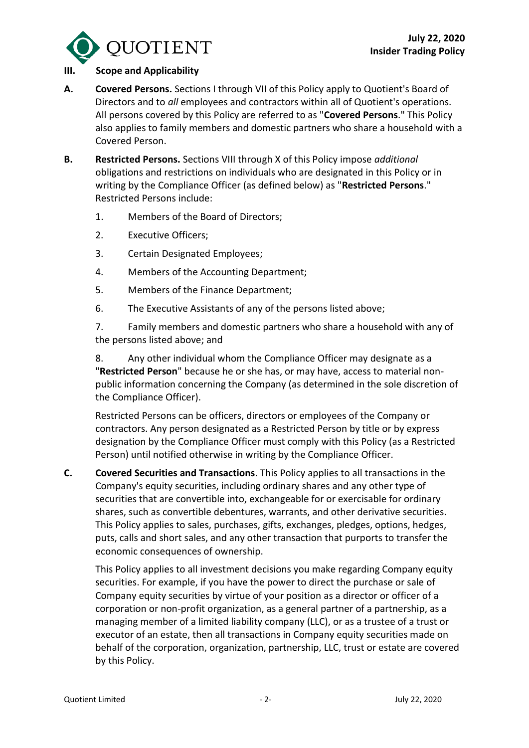## III. Scope and Applicability

**A. Covered Persons.** Sections I through VII of this Policy apply to Quotient's Board of Directors and to *all* employees and contractors within all of Quotient's operations. All persons covered by this Policy are referred to as "**Covered Persons**." This Policy also applies to family members and domestic partners who share a household with a Covered Person.

**B. Restricted Persons.** Sections VIII through X of this Policy impose *additional* obligations and restrictions on individuals who are designated in this Policy or in writing by the Compliance Officer (as defined below) as "**Restricted Persons**." Restricted Persons include:

1. Members of the Board of Directors;
2. Executive Officers;
3. Certain Designated Employees;
4. Members of the Accounting Department;
5. Members of the Finance Department;
6. The Executive Assistants of any of the persons listed above;
7. Family members and domestic partners who share a household with any of the persons listed above; and
8. Any other individual whom the Compliance Officer may designate as a "**Restricted Person**" because he or she has, or may have, access to material non-public information concerning the Company (as determined in the sole discretion of the Compliance Officer).

Restricted Persons can be officers, directors or employees of the Company or contractors. Any person designated as a Restricted Person by title or by express designation by the Compliance Officer must comply with this Policy (as a Restricted Person) until notified otherwise in writing by the Compliance Officer.

**C. Covered Securities and Transactions**. This Policy applies to all transactions in the Company's equity securities, including ordinary shares and any other type of securities that are convertible into, exchangeable for or exercisable for ordinary shares, such as convertible debentures, warrants, and other derivative securities. This Policy applies to sales, purchases, gifts, exchanges, pledges, options, hedges, puts, calls and short sales, and any other transaction that purports to transfer the economic consequences of ownership.

This Policy applies to all investment decisions you make regarding Company equity securities. For example, if you have the power to direct the purchase or sale of Company equity securities by virtue of your position as a director or officer of a corporation or non-profit organization, as a general partner of a partnership, as a managing member of a limited liability company (LLC), or as a trustee of a trust or executor of an estate, then all transactions in Company equity securities made on behalf of the corporation, organization, partnership, LLC, trust or estate are covered by this Policy.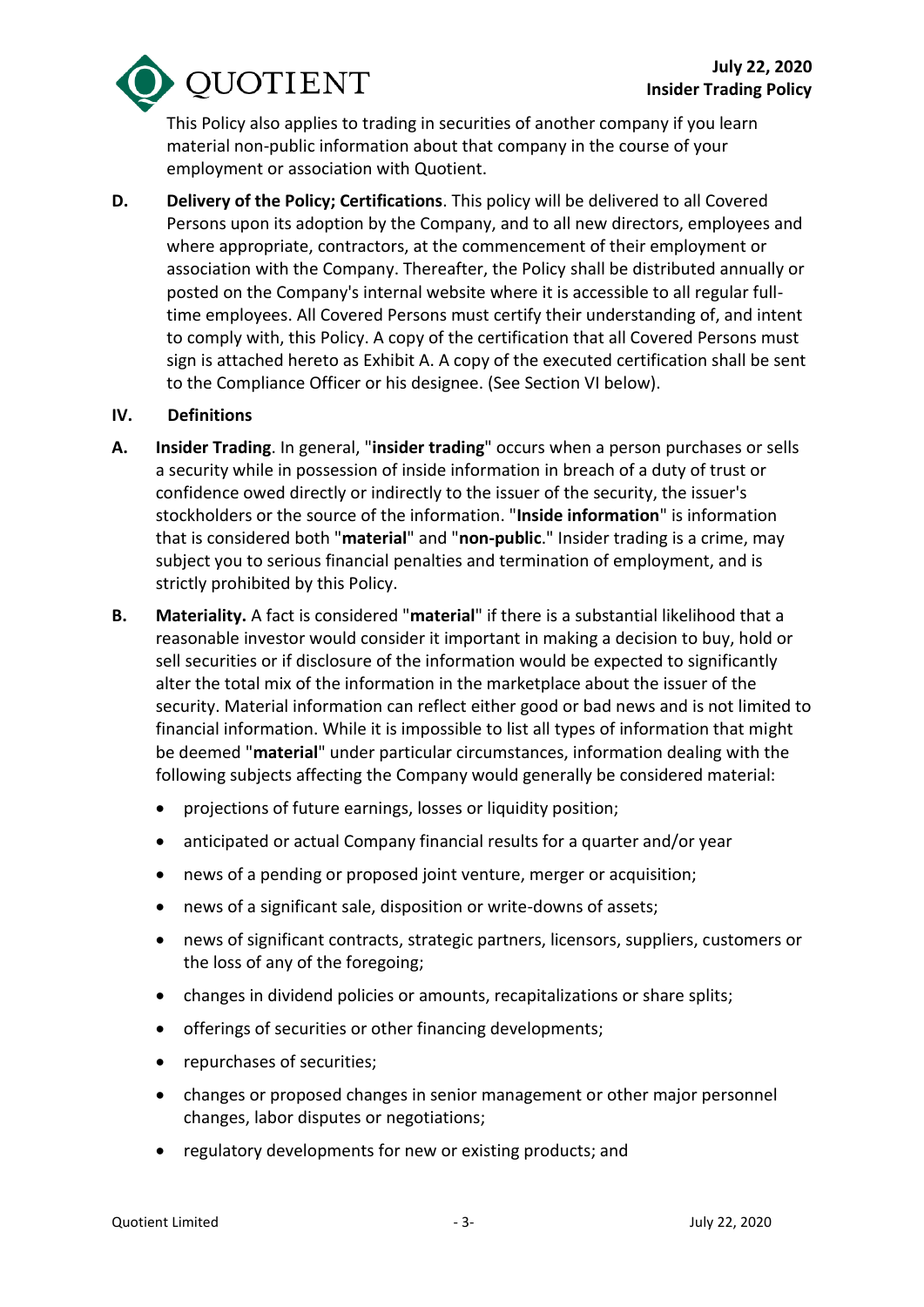This Policy also applies to trading in securities of another company if you learn material non-public information about that company in the course of your employment or association with Quotient.

**D. Delivery of the Policy; Certifications**. This policy will be delivered to all Covered Persons upon its adoption by the Company, and to all new directors, employees and where appropriate, contractors, at the commencement of their employment or association with the Company. Thereafter, the Policy shall be distributed annually or posted on the Company's internal website where it is accessible to all regular full-time employees. All Covered Persons must certify their understanding of, and intent to comply with, this Policy. A copy of the certification that all Covered Persons must sign is attached hereto as Exhibit A. A copy of the executed certification shall be sent to the Compliance Officer or his designee. (See Section VI below).

## IV. Definitions

**A. Insider Trading**. In general, "**insider trading**" occurs when a person purchases or sells a security while in possession of inside information in breach of a duty of trust or confidence owed directly or indirectly to the issuer of the security, the issuer's stockholders or the source of the information. "**Inside information**" is information that is considered both "**material**" and "**non-public**." Insider trading is a crime, may subject you to serious financial penalties and termination of employment, and is strictly prohibited by this Policy.

**B. Materiality.** A fact is considered "**material**" if there is a substantial likelihood that a reasonable investor would consider it important in making a decision to buy, hold or sell securities or if disclosure of the information would be expected to significantly alter the total mix of the information in the marketplace about the issuer of the security. Material information can reflect either good or bad news and is not limited to financial information. While it is impossible to list all types of information that might be deemed "**material**" under particular circumstances, information dealing with the following subjects affecting the Company would generally be considered material:

- projections of future earnings, losses or liquidity position;
- anticipated or actual Company financial results for a quarter and/or year
- news of a pending or proposed joint venture, merger or acquisition;
- news of a significant sale, disposition or write-downs of assets;
- news of significant contracts, strategic partners, licensors, suppliers, customers or the loss of any of the foregoing;
- changes in dividend policies or amounts, recapitalizations or share splits;
- offerings of securities or other financing developments;
- repurchases of securities;
- changes or proposed changes in senior management or other major personnel changes, labor disputes or negotiations;
- regulatory developments for new or existing products; and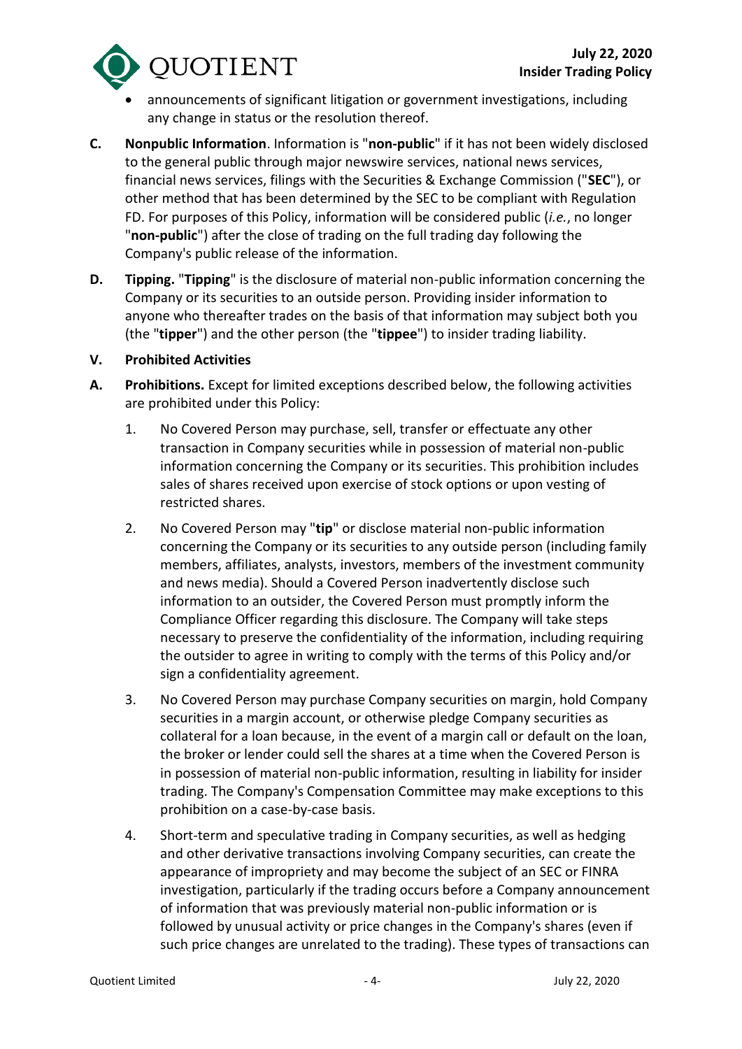- announcements of significant litigation or government investigations, including any change in status or the resolution thereof.

**C. Nonpublic Information**. Information is "**non-public**" if it has not been widely disclosed to the general public through major newswire services, national news services, financial news services, filings with the Securities & Exchange Commission ("**SEC**"), or other method that has been determined by the SEC to be compliant with Regulation FD. For purposes of this Policy, information will be considered public (*i.e.*, no longer "**non-public**") after the close of trading on the full trading day following the Company's public release of the information.

**D. Tipping.** "**Tipping**" is the disclosure of material non-public information concerning the Company or its securities to an outside person. Providing insider information to anyone who thereafter trades on the basis of that information may subject both you (the "**tipper**") and the other person (the "**tippee**") to insider trading liability.

## V. Prohibited Activities

**A. Prohibitions.** Except for limited exceptions described below, the following activities are prohibited under this Policy:

1. No Covered Person may purchase, sell, transfer or effectuate any other transaction in Company securities while in possession of material non-public information concerning the Company or its securities. This prohibition includes sales of shares received upon exercise of stock options or upon vesting of restricted shares.

2. No Covered Person may "**tip**" or disclose material non-public information concerning the Company or its securities to any outside person (including family members, affiliates, analysts, investors, members of the investment community and news media). Should a Covered Person inadvertently disclose such information to an outsider, the Covered Person must promptly inform the Compliance Officer regarding this disclosure. The Company will take steps necessary to preserve the confidentiality of the information, including requiring the outsider to agree in writing to comply with the terms of this Policy and/or sign a confidentiality agreement.

3. No Covered Person may purchase Company securities on margin, hold Company securities in a margin account, or otherwise pledge Company securities as collateral for a loan because, in the event of a margin call or default on the loan, the broker or lender could sell the shares at a time when the Covered Person is in possession of material non-public information, resulting in liability for insider trading. The Company's Compensation Committee may make exceptions to this prohibition on a case-by-case basis.

4. Short-term and speculative trading in Company securities, as well as hedging and other derivative transactions involving Company securities, can create the appearance of impropriety and may become the subject of an SEC or FINRA investigation, particularly if the trading occurs before a Company announcement of information that was previously material non-public information or is followed by unusual activity or price changes in the Company's shares (even if such price changes are unrelated to the trading). These types of transactions can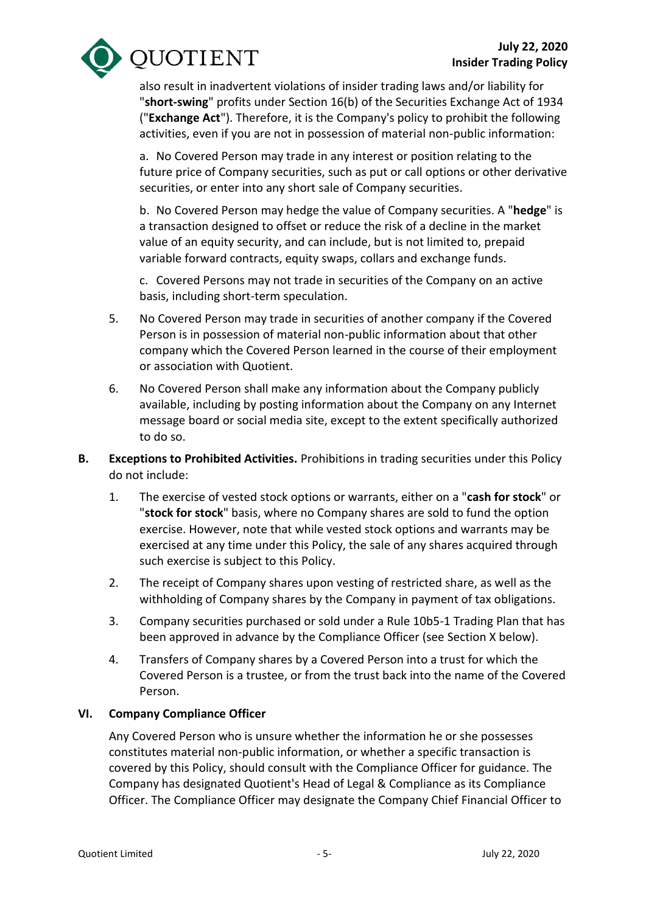also result in inadvertent violations of insider trading laws and/or liability for "**short-swing**" profits under Section 16(b) of the Securities Exchange Act of 1934 ("**Exchange Act**"). Therefore, it is the Company's policy to prohibit the following activities, even if you are not in possession of material non-public information:

a. No Covered Person may trade in any interest or position relating to the future price of Company securities, such as put or call options or other derivative securities, or enter into any short sale of Company securities.

b. No Covered Person may hedge the value of Company securities. A "**hedge**" is a transaction designed to offset or reduce the risk of a decline in the market value of an equity security, and can include, but is not limited to, prepaid variable forward contracts, equity swaps, collars and exchange funds.

c. Covered Persons may not trade in securities of the Company on an active basis, including short-term speculation.

5. No Covered Person may trade in securities of another company if the Covered Person is in possession of material non-public information about that other company which the Covered Person learned in the course of their employment or association with Quotient.

6. No Covered Person shall make any information about the Company publicly available, including by posting information about the Company on any Internet message board or social media site, except to the extent specifically authorized to do so.

**B. Exceptions to Prohibited Activities.** Prohibitions in trading securities under this Policy do not include:

1. The exercise of vested stock options or warrants, either on a "**cash for stock**" or "**stock for stock**" basis, where no Company shares are sold to fund the option exercise. However, note that while vested stock options and warrants may be exercised at any time under this Policy, the sale of any shares acquired through such exercise is subject to this Policy.

2. The receipt of Company shares upon vesting of restricted share, as well as the withholding of Company shares by the Company in payment of tax obligations.

3. Company securities purchased or sold under a Rule 10b5-1 Trading Plan that has been approved in advance by the Compliance Officer (see Section X below).

4. Transfers of Company shares by a Covered Person into a trust for which the Covered Person is a trustee, or from the trust back into the name of the Covered Person.

## VI. Company Compliance Officer

Any Covered Person who is unsure whether the information he or she possesses constitutes material non-public information, or whether a specific transaction is covered by this Policy, should consult with the Compliance Officer for guidance. The Company has designated Quotient's Head of Legal & Compliance as its Compliance Officer. The Compliance Officer may designate the Company Chief Financial Officer to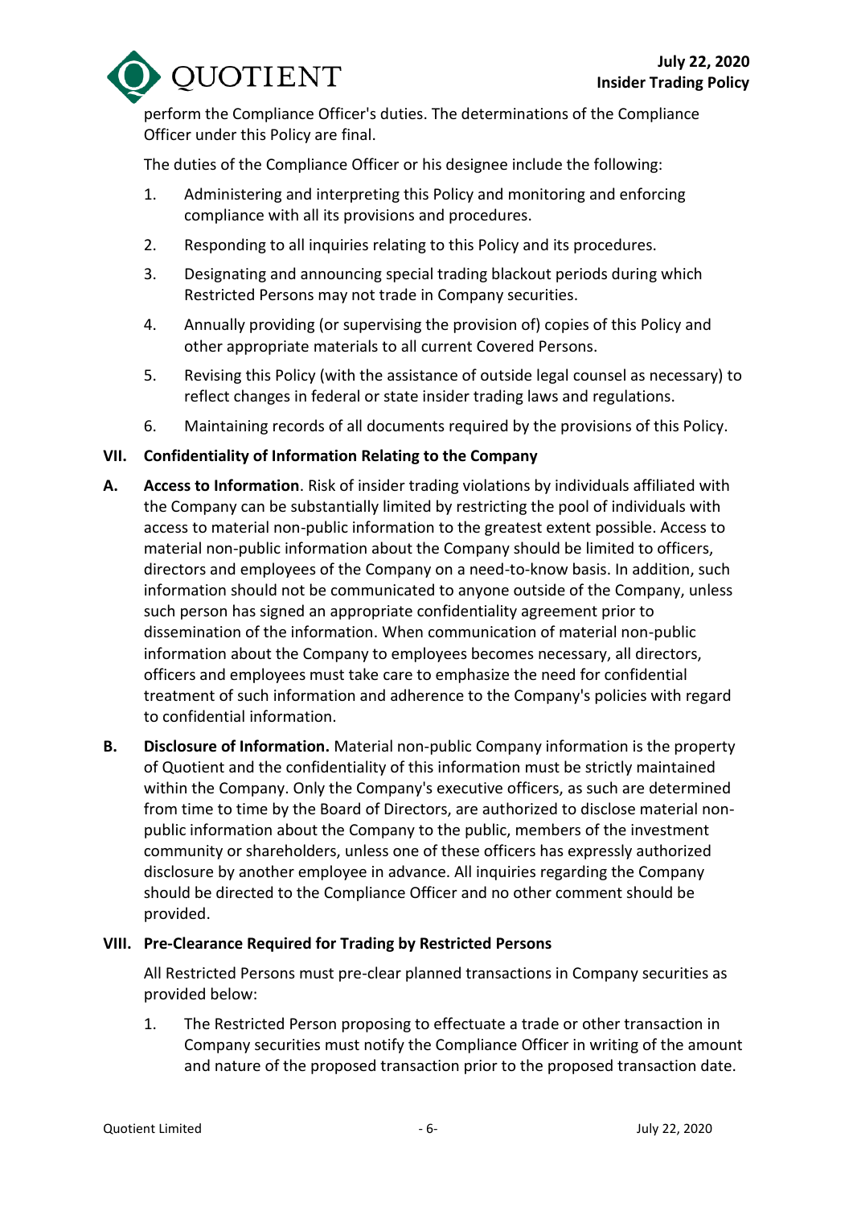perform the Compliance Officer's duties. The determinations of the Compliance Officer under this Policy are final.

The duties of the Compliance Officer or his designee include the following:

1. Administering and interpreting this Policy and monitoring and enforcing compliance with all its provisions and procedures.
2. Responding to all inquiries relating to this Policy and its procedures.
3. Designating and announcing special trading blackout periods during which Restricted Persons may not trade in Company securities.
4. Annually providing (or supervising the provision of) copies of this Policy and other appropriate materials to all current Covered Persons.
5. Revising this Policy (with the assistance of outside legal counsel as necessary) to reflect changes in federal or state insider trading laws and regulations.
6. Maintaining records of all documents required by the provisions of this Policy.

## VII. Confidentiality of Information Relating to the Company

**A. Access to Information**. Risk of insider trading violations by individuals affiliated with the Company can be substantially limited by restricting the pool of individuals with access to material non-public information to the greatest extent possible. Access to material non-public information about the Company should be limited to officers, directors and employees of the Company on a need-to-know basis. In addition, such information should not be communicated to anyone outside of the Company, unless such person has signed an appropriate confidentiality agreement prior to dissemination of the information. When communication of material non-public information about the Company to employees becomes necessary, all directors, officers and employees must take care to emphasize the need for confidential treatment of such information and adherence to the Company's policies with regard to confidential information.

**B. Disclosure of Information.** Material non-public Company information is the property of Quotient and the confidentiality of this information must be strictly maintained within the Company. Only the Company's executive officers, as such are determined from time to time by the Board of Directors, are authorized to disclose material non-public information about the Company to the public, members of the investment community or shareholders, unless one of these officers has expressly authorized disclosure by another employee in advance. All inquiries regarding the Company should be directed to the Compliance Officer and no other comment should be provided.

## VIII. Pre-Clearance Required for Trading by Restricted Persons

All Restricted Persons must pre-clear planned transactions in Company securities as provided below:

1. The Restricted Person proposing to effectuate a trade or other transaction in Company securities must notify the Compliance Officer in writing of the amount and nature of the proposed transaction prior to the proposed transaction date.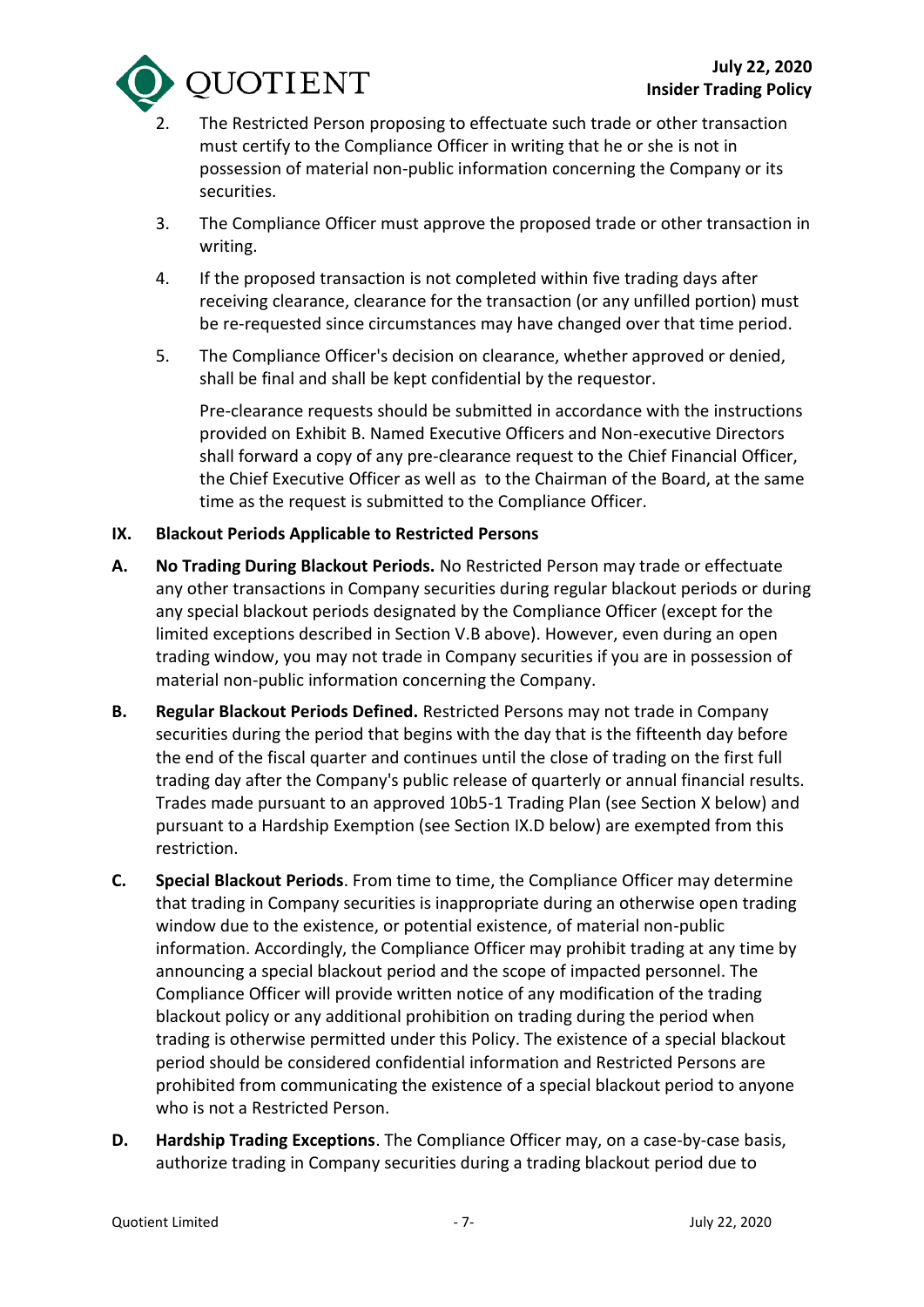2. The Restricted Person proposing to effectuate such trade or other transaction must certify to the Compliance Officer in writing that he or she is not in possession of material non-public information concerning the Company or its securities.

3. The Compliance Officer must approve the proposed trade or other transaction in writing.

4. If the proposed transaction is not completed within five trading days after receiving clearance, clearance for the transaction (or any unfilled portion) must be re-requested since circumstances may have changed over that time period.

5. The Compliance Officer's decision on clearance, whether approved or denied, shall be final and shall be kept confidential by the requestor.

   Pre-clearance requests should be submitted in accordance with the instructions provided on Exhibit B. Named Executive Officers and Non-executive Directors shall forward a copy of any pre-clearance request to the Chief Financial Officer, the Chief Executive Officer as well as to the Chairman of the Board, at the same time as the request is submitted to the Compliance Officer.

## IX. Blackout Periods Applicable to Restricted Persons

**A. No Trading During Blackout Periods.** No Restricted Person may trade or effectuate any other transactions in Company securities during regular blackout periods or during any special blackout periods designated by the Compliance Officer (except for the limited exceptions described in Section V.B above). However, even during an open trading window, you may not trade in Company securities if you are in possession of material non-public information concerning the Company.

**B. Regular Blackout Periods Defined.** Restricted Persons may not trade in Company securities during the period that begins with the day that is the fifteenth day before the end of the fiscal quarter and continues until the close of trading on the first full trading day after the Company's public release of quarterly or annual financial results. Trades made pursuant to an approved 10b5-1 Trading Plan (see Section X below) and pursuant to a Hardship Exemption (see Section IX.D below) are exempted from this restriction.

**C. Special Blackout Periods**. From time to time, the Compliance Officer may determine that trading in Company securities is inappropriate during an otherwise open trading window due to the existence, or potential existence, of material non-public information. Accordingly, the Compliance Officer may prohibit trading at any time by announcing a special blackout period and the scope of impacted personnel. The Compliance Officer will provide written notice of any modification of the trading blackout policy or any additional prohibition on trading during the period when trading is otherwise permitted under this Policy. The existence of a special blackout period should be considered confidential information and Restricted Persons are prohibited from communicating the existence of a special blackout period to anyone who is not a Restricted Person.

**D. Hardship Trading Exceptions**. The Compliance Officer may, on a case-by-case basis, authorize trading in Company securities during a trading blackout period due to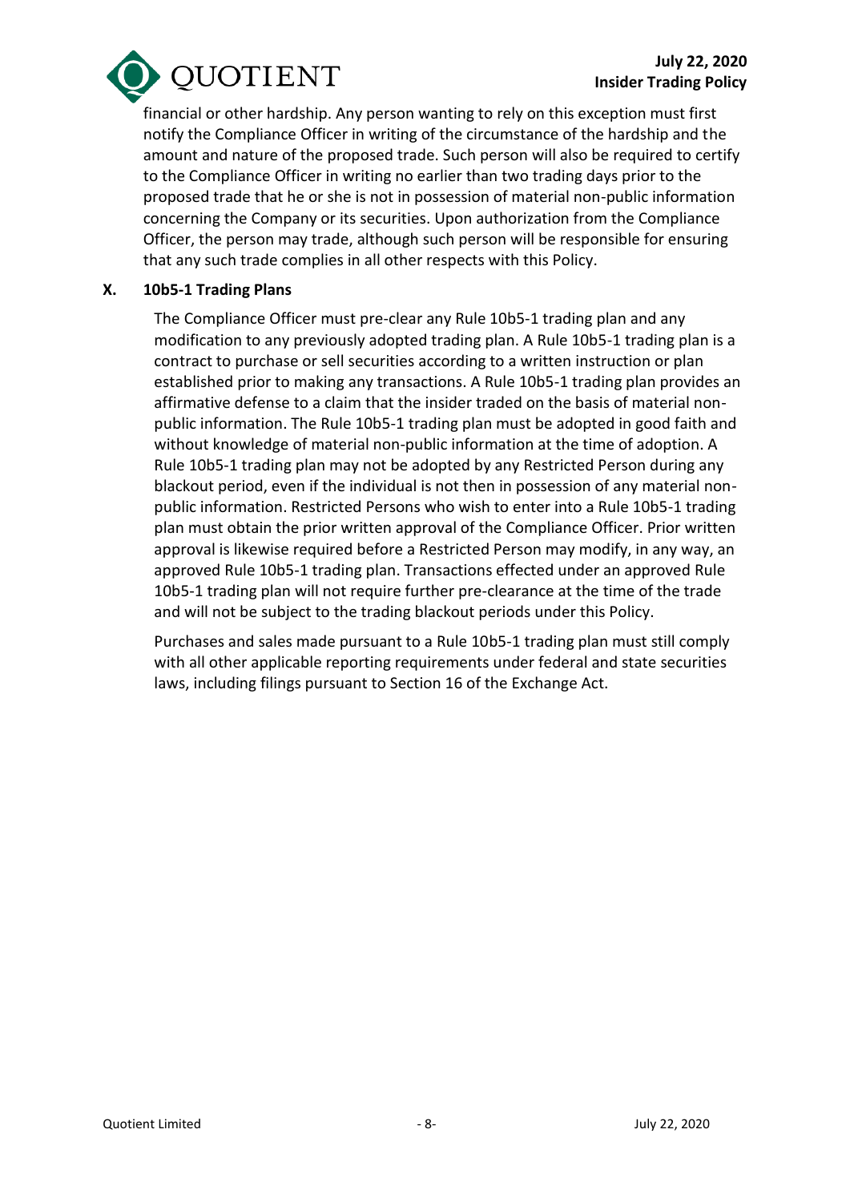financial or other hardship. Any person wanting to rely on this exception must first notify the Compliance Officer in writing of the circumstance of the hardship and the amount and nature of the proposed trade. Such person will also be required to certify to the Compliance Officer in writing no earlier than two trading days prior to the proposed trade that he or she is not in possession of material non-public information concerning the Company or its securities. Upon authorization from the Compliance Officer, the person may trade, although such person will be responsible for ensuring that any such trade complies in all other respects with this Policy.

## X. 10b5-1 Trading Plans

The Compliance Officer must pre-clear any Rule 10b5-1 trading plan and any modification to any previously adopted trading plan. A Rule 10b5-1 trading plan is a contract to purchase or sell securities according to a written instruction or plan established prior to making any transactions. A Rule 10b5-1 trading plan provides an affirmative defense to a claim that the insider traded on the basis of material non-public information. The Rule 10b5-1 trading plan must be adopted in good faith and without knowledge of material non-public information at the time of adoption. A Rule 10b5-1 trading plan may not be adopted by any Restricted Person during any blackout period, even if the individual is not then in possession of any material non-public information. Restricted Persons who wish to enter into a Rule 10b5-1 trading plan must obtain the prior written approval of the Compliance Officer. Prior written approval is likewise required before a Restricted Person may modify, in any way, an approved Rule 10b5-1 trading plan. Transactions effected under an approved Rule 10b5-1 trading plan will not require further pre-clearance at the time of the trade and will not be subject to the trading blackout periods under this Policy.

Purchases and sales made pursuant to a Rule 10b5-1 trading plan must still comply with all other applicable reporting requirements under federal and state securities laws, including filings pursuant to Section 16 of the Exchange Act.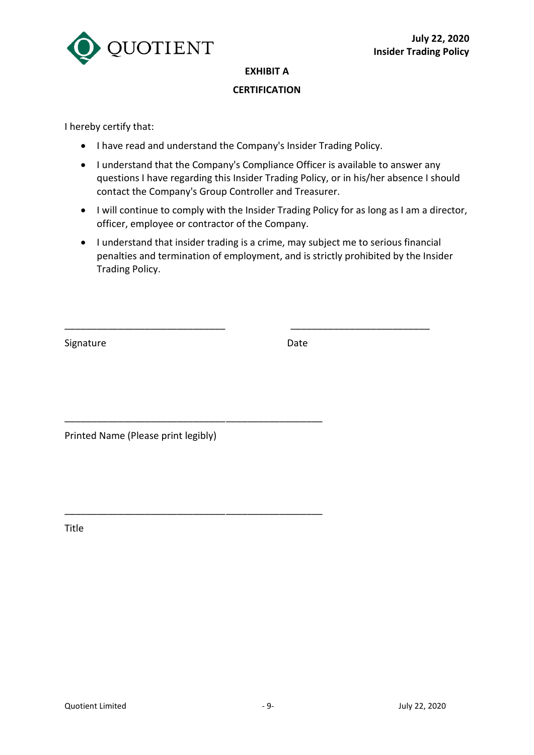# EXHIBIT A

## CERTIFICATION

I hereby certify that:

- I have read and understand the Company's Insider Trading Policy.
- I understand that the Company's Compliance Officer is available to answer any questions I have regarding this Insider Trading Policy, or in his/her absence I should contact the Company's Group Controller and Treasurer.
- I will continue to comply with the Insider Trading Policy for as long as I am a director, officer, employee or contractor of the Company.
- I understand that insider trading is a crime, may subject me to serious financial penalties and termination of employment, and is strictly prohibited by the Insider Trading Policy.

\_\_\_\_\_\_\_\_\_\_\_\_\_\_\_\_\_\_\_\_\_\_\_\_\_\_\_\_\_\_ \_\_\_\_\_\_\_\_\_\_\_\_\_\_\_\_\_\_\_\_\_\_\_\_\_\_

Signature Date

\_\_\_\_\_\_\_\_\_\_\_\_\_\_\_\_\_\_\_\_\_\_\_\_\_\_\_\_\_\_\_\_\_\_\_\_\_\_\_\_\_\_\_\_\_\_

Printed Name (Please print legibly)

\_\_\_\_\_\_\_\_\_\_\_\_\_\_\_\_\_\_\_\_\_\_\_\_\_\_\_\_\_\_\_\_\_\_\_\_\_\_\_\_\_\_\_\_\_\_

Title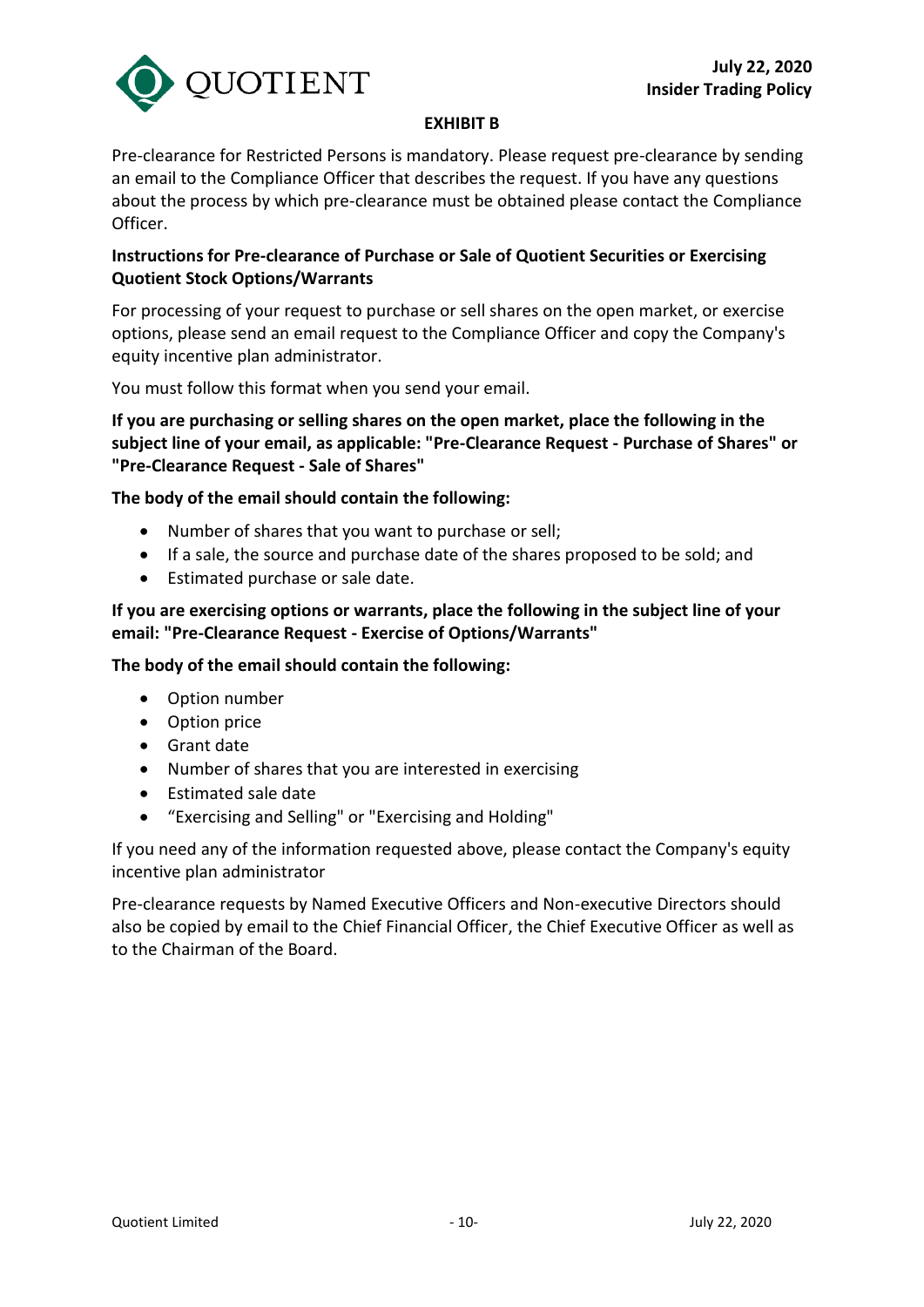## EXHIBIT B

Pre-clearance for Restricted Persons is mandatory. Please request pre-clearance by sending an email to the Compliance Officer that describes the request. If you have any questions about the process by which pre-clearance must be obtained please contact the Compliance Officer.

**Instructions for Pre-clearance of Purchase or Sale of Quotient Securities or Exercising Quotient Stock Options/Warrants**

For processing of your request to purchase or sell shares on the open market, or exercise options, please send an email request to the Compliance Officer and copy the Company's equity incentive plan administrator.

You must follow this format when you send your email.

**If you are purchasing or selling shares on the open market, place the following in the subject line of your email, as applicable: "Pre-Clearance Request - Purchase of Shares" or "Pre-Clearance Request - Sale of Shares"**

**The body of the email should contain the following:**

- Number of shares that you want to purchase or sell;
- If a sale, the source and purchase date of the shares proposed to be sold; and
- Estimated purchase or sale date.

**If you are exercising options or warrants, place the following in the subject line of your email: "Pre-Clearance Request - Exercise of Options/Warrants"**

**The body of the email should contain the following:**

- Option number
- Option price
- Grant date
- Number of shares that you are interested in exercising
- Estimated sale date
- "Exercising and Selling" or "Exercising and Holding"

If you need any of the information requested above, please contact the Company's equity incentive plan administrator

Pre-clearance requests by Named Executive Officers and Non-executive Directors should also be copied by email to the Chief Financial Officer, the Chief Executive Officer as well as to the Chairman of the Board.